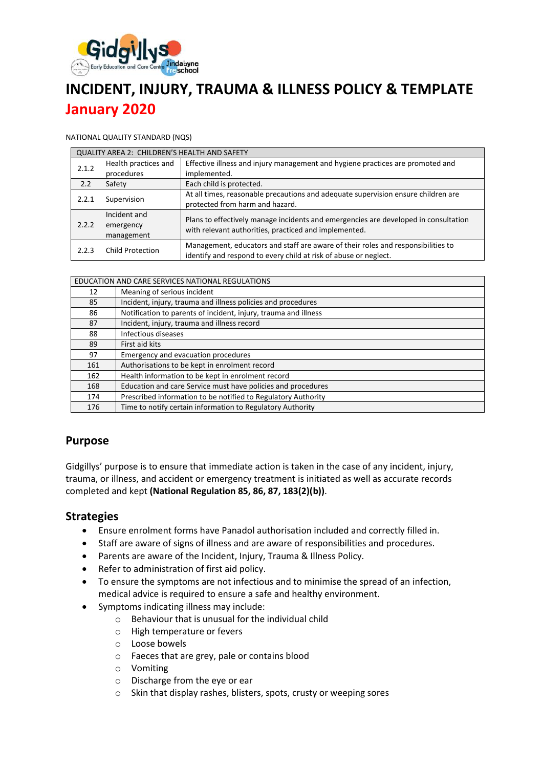# INCIDENT, INJURY, TRAUMA & ILLNESS POLICY & TEMPLATE

## January 2020

NATIONAL QUALITY STANDARD (NQS)

| QUALITY AREA 2: CHILDREN'S HEALTH AND SAFETY | | |
|---|---|---|
| 2.1.2 | Health practices and procedures | Effective illness and injury management and hygiene practices are promoted and implemented. |
| 2.2 | Safety | Each child is protected. |
| 2.2.1 | Supervision | At all times, reasonable precautions and adequate supervision ensure children are protected from harm and hazard. |
| 2.2.2 | Incident and emergency management | Plans to effectively manage incidents and emergencies are developed in consultation with relevant authorities, practiced and implemented. |
| 2.2.3 | Child Protection | Management, educators and staff are aware of their roles and responsibilities to identify and respond to every child at risk of abuse or neglect. |

| EDUCATION AND CARE SERVICES NATIONAL REGULATIONS | |
|---|---|
| 12 | Meaning of serious incident |
| 85 | Incident, injury, trauma and illness policies and procedures |
| 86 | Notification to parents of incident, injury, trauma and illness |
| 87 | Incident, injury, trauma and illness record |
| 88 | Infectious diseases |
| 89 | First aid kits |
| 97 | Emergency and evacuation procedures |
| 161 | Authorisations to be kept in enrolment record |
| 162 | Health information to be kept in enrolment record |
| 168 | Education and care Service must have policies and procedures |
| 174 | Prescribed information to be notified to Regulatory Authority |
| 176 | Time to notify certain information to Regulatory Authority |

## Purpose

Gidgillys' purpose is to ensure that immediate action is taken in the case of any incident, injury, trauma, or illness, and accident or emergency treatment is initiated as well as accurate records completed and kept **(National Regulation 85, 86, 87, 183(2)(b))**.

## Strategies

- Ensure enrolment forms have Panadol authorisation included and correctly filled in.
- Staff are aware of signs of illness and are aware of responsibilities and procedures.
- Parents are aware of the Incident, Injury, Trauma & Illness Policy.
- Refer to administration of first aid policy.
- To ensure the symptoms are not infectious and to minimise the spread of an infection, medical advice is required to ensure a safe and healthy environment.
- Symptoms indicating illness may include:
  - Behaviour that is unusual for the individual child
  - High temperature or fevers
  - Loose bowels
  - Faeces that are grey, pale or contains blood
  - Vomiting
  - Discharge from the eye or ear
  - Skin that display rashes, blisters, spots, crusty or weeping sores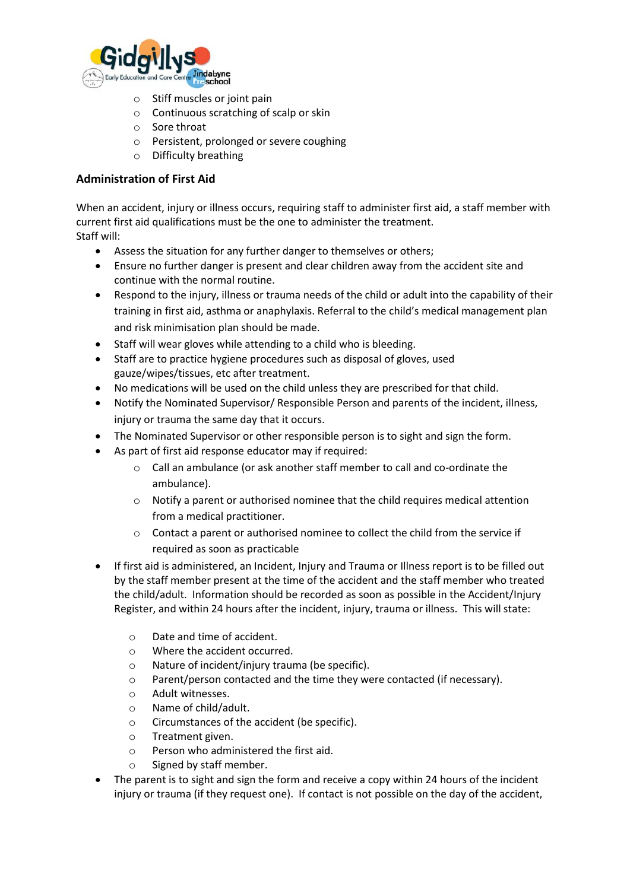- Stiff muscles or joint pain
- Continuous scratching of scalp or skin
- Sore throat
- Persistent, prolonged or severe coughing
- Difficulty breathing

**Administration of First Aid**

When an accident, injury or illness occurs, requiring staff to administer first aid, a staff member with current first aid qualifications must be the one to administer the treatment.
Staff will:

- Assess the situation for any further danger to themselves or others;
- Ensure no further danger is present and clear children away from the accident site and continue with the normal routine.
- Respond to the injury, illness or trauma needs of the child or adult into the capability of their training in first aid, asthma or anaphylaxis. Referral to the child's medical management plan and risk minimisation plan should be made.
- Staff will wear gloves while attending to a child who is bleeding.
- Staff are to practice hygiene procedures such as disposal of gloves, used gauze/wipes/tissues, etc after treatment.
- No medications will be used on the child unless they are prescribed for that child.
- Notify the Nominated Supervisor/ Responsible Person and parents of the incident, illness, injury or trauma the same day that it occurs.
- The Nominated Supervisor or other responsible person is to sight and sign the form.
- As part of first aid response educator may if required:
  - Call an ambulance (or ask another staff member to call and co-ordinate the ambulance).
  - Notify a parent or authorised nominee that the child requires medical attention from a medical practitioner.
  - Contact a parent or authorised nominee to collect the child from the service if required as soon as practicable
- If first aid is administered, an Incident, Injury and Trauma or Illness report is to be filled out by the staff member present at the time of the accident and the staff member who treated the child/adult. Information should be recorded as soon as possible in the Accident/Injury Register, and within 24 hours after the incident, injury, trauma or illness. This will state:
  - Date and time of accident.
  - Where the accident occurred.
  - Nature of incident/injury trauma (be specific).
  - Parent/person contacted and the time they were contacted (if necessary).
  - Adult witnesses.
  - Name of child/adult.
  - Circumstances of the accident (be specific).
  - Treatment given.
  - Person who administered the first aid.
  - Signed by staff member.
- The parent is to sight and sign the form and receive a copy within 24 hours of the incident injury or trauma (if they request one). If contact is not possible on the day of the accident,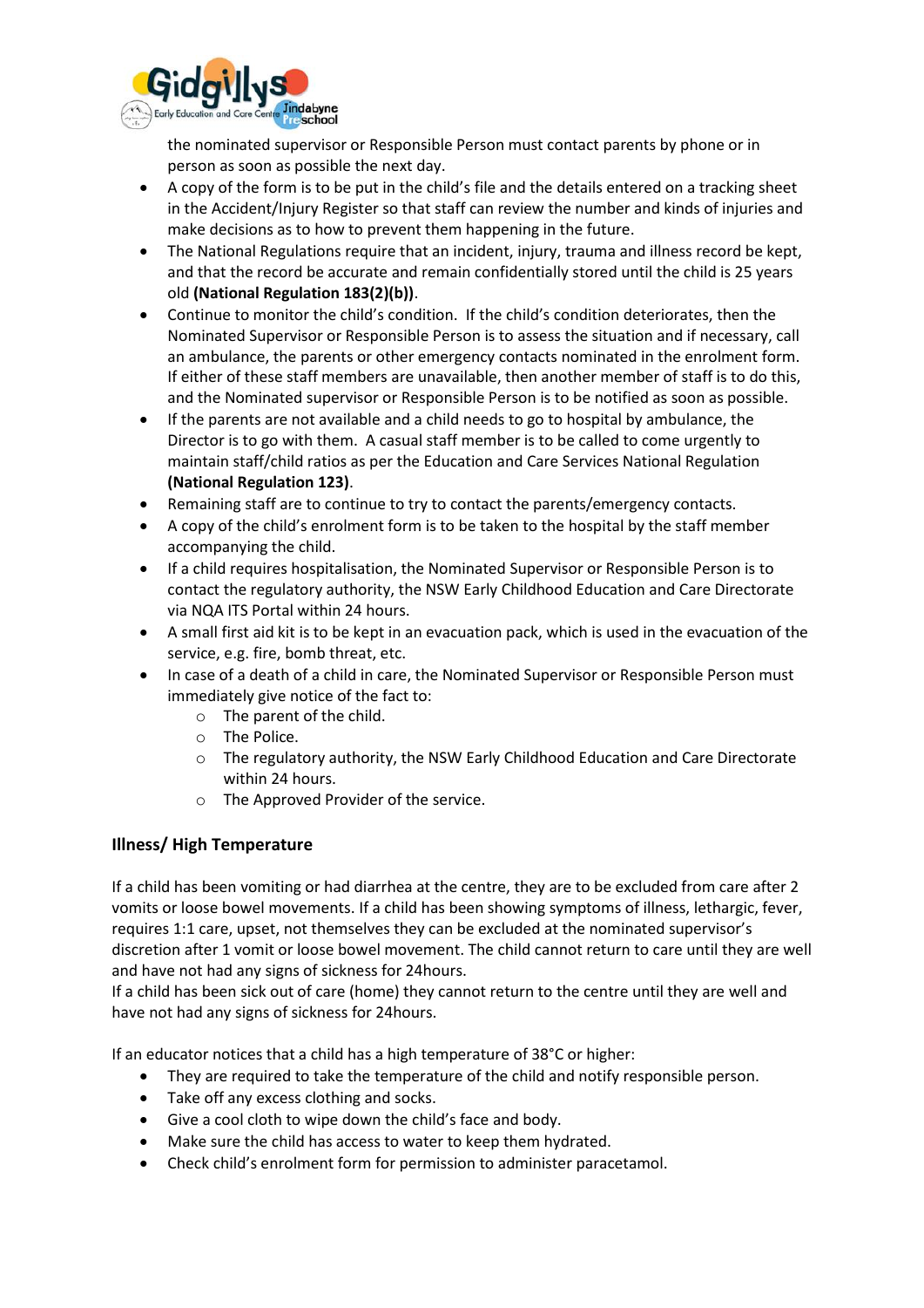the nominated supervisor or Responsible Person must contact parents by phone or in person as soon as possible the next day.

- A copy of the form is to be put in the child's file and the details entered on a tracking sheet in the Accident/Injury Register so that staff can review the number and kinds of injuries and make decisions as to how to prevent them happening in the future.
- The National Regulations require that an incident, injury, trauma and illness record be kept, and that the record be accurate and remain confidentially stored until the child is 25 years old **(National Regulation 183(2)(b))**.
- Continue to monitor the child's condition. If the child's condition deteriorates, then the Nominated Supervisor or Responsible Person is to assess the situation and if necessary, call an ambulance, the parents or other emergency contacts nominated in the enrolment form. If either of these staff members are unavailable, then another member of staff is to do this, and the Nominated supervisor or Responsible Person is to be notified as soon as possible.
- If the parents are not available and a child needs to go to hospital by ambulance, the Director is to go with them. A casual staff member is to be called to come urgently to maintain staff/child ratios as per the Education and Care Services National Regulation **(National Regulation 123)**.
- Remaining staff are to continue to try to contact the parents/emergency contacts.
- A copy of the child's enrolment form is to be taken to the hospital by the staff member accompanying the child.
- If a child requires hospitalisation, the Nominated Supervisor or Responsible Person is to contact the regulatory authority, the NSW Early Childhood Education and Care Directorate via NQA ITS Portal within 24 hours.
- A small first aid kit is to be kept in an evacuation pack, which is used in the evacuation of the service, e.g. fire, bomb threat, etc.
- In case of a death of a child in care, the Nominated Supervisor or Responsible Person must immediately give notice of the fact to:
  - The parent of the child.
  - The Police.
  - The regulatory authority, the NSW Early Childhood Education and Care Directorate within 24 hours.
  - The Approved Provider of the service.

### Illness/ High Temperature

If a child has been vomiting or had diarrhea at the centre, they are to be excluded from care after 2 vomits or loose bowel movements. If a child has been showing symptoms of illness, lethargic, fever, requires 1:1 care, upset, not themselves they can be excluded at the nominated supervisor's discretion after 1 vomit or loose bowel movement. The child cannot return to care until they are well and have not had any signs of sickness for 24hours.
If a child has been sick out of care (home) they cannot return to the centre until they are well and have not had any signs of sickness for 24hours.

If an educator notices that a child has a high temperature of 38°C or higher:

- They are required to take the temperature of the child and notify responsible person.
- Take off any excess clothing and socks.
- Give a cool cloth to wipe down the child's face and body.
- Make sure the child has access to water to keep them hydrated.
- Check child's enrolment form for permission to administer paracetamol.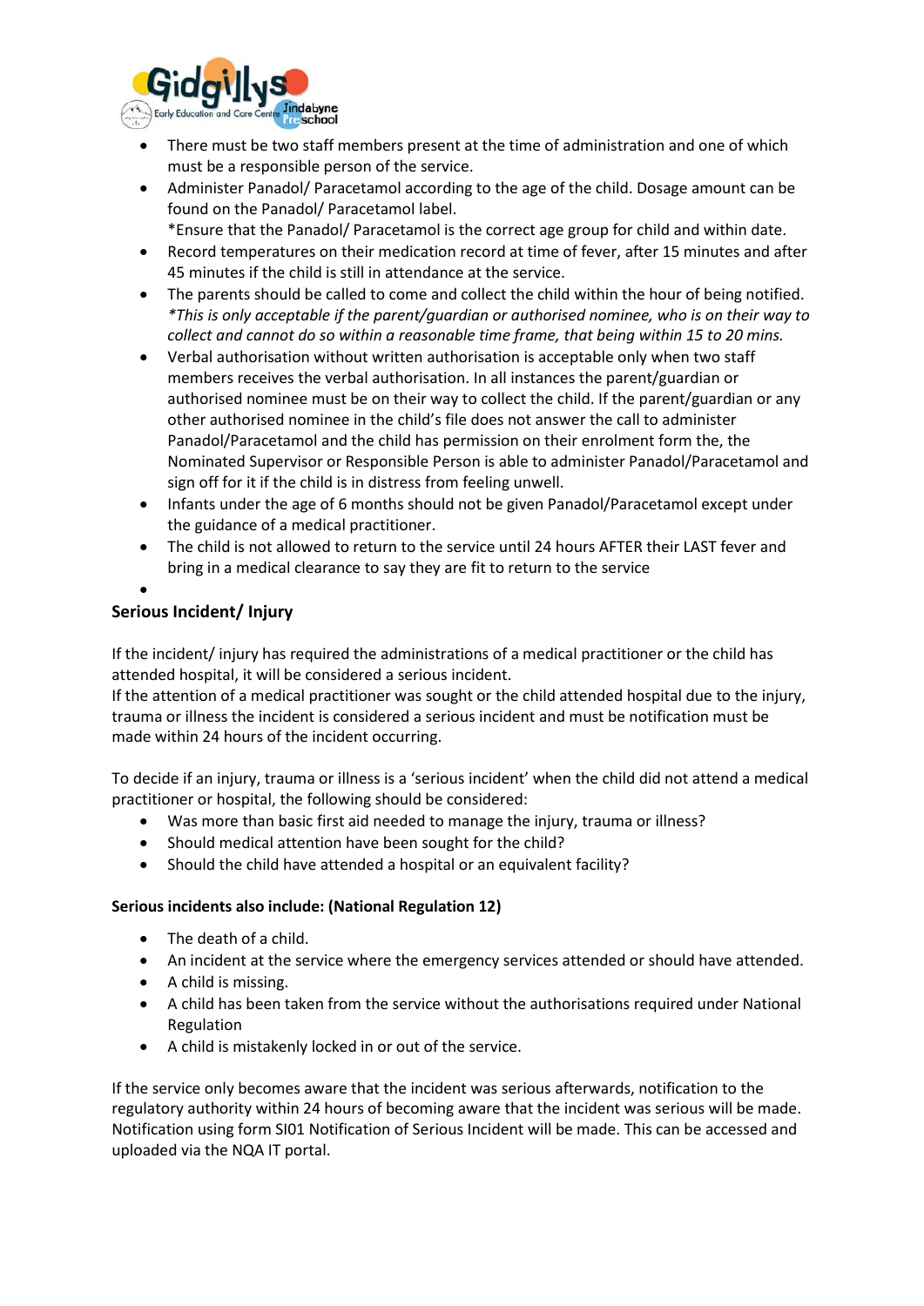- There must be two staff members present at the time of administration and one of which must be a responsible person of the service.
- Administer Panadol/ Paracetamol according to the age of the child. Dosage amount can be found on the Panadol/ Paracetamol label.
  *Ensure that the Panadol/ Paracetamol is the correct age group for child and within date.
- Record temperatures on their medication record at time of fever, after 15 minutes and after 45 minutes if the child is still in attendance at the service.
- The parents should be called to come and collect the child within the hour of being notified. *\*This is only acceptable if the parent/guardian or authorised nominee, who is on their way to collect and cannot do so within a reasonable time frame, that being within 15 to 20 mins.*
- Verbal authorisation without written authorisation is acceptable only when two staff members receives the verbal authorisation. In all instances the parent/guardian or authorised nominee must be on their way to collect the child. If the parent/guardian or any other authorised nominee in the child's file does not answer the call to administer Panadol/Paracetamol and the child has permission on their enrolment form the, the Nominated Supervisor or Responsible Person is able to administer Panadol/Paracetamol and sign off for it if the child is in distress from feeling unwell.
- Infants under the age of 6 months should not be given Panadol/Paracetamol except under the guidance of a medical practitioner.
- The child is not allowed to return to the service until 24 hours AFTER their LAST fever and bring in a medical clearance to say they are fit to return to the service

## Serious Incident/ Injury

If the incident/ injury has required the administrations of a medical practitioner or the child has attended hospital, it will be considered a serious incident.
If the attention of a medical practitioner was sought or the child attended hospital due to the injury, trauma or illness the incident is considered a serious incident and must be notification must be made within 24 hours of the incident occurring.

To decide if an injury, trauma or illness is a 'serious incident' when the child did not attend a medical practitioner or hospital, the following should be considered:

- Was more than basic first aid needed to manage the injury, trauma or illness?
- Should medical attention have been sought for the child?
- Should the child have attended a hospital or an equivalent facility?

**Serious incidents also include: (National Regulation 12)**

- The death of a child.
- An incident at the service where the emergency services attended or should have attended.
- A child is missing.
- A child has been taken from the service without the authorisations required under National Regulation
- A child is mistakenly locked in or out of the service.

If the service only becomes aware that the incident was serious afterwards, notification to the regulatory authority within 24 hours of becoming aware that the incident was serious will be made. Notification using form SI01 Notification of Serious Incident will be made. This can be accessed and uploaded via the NQA IT portal.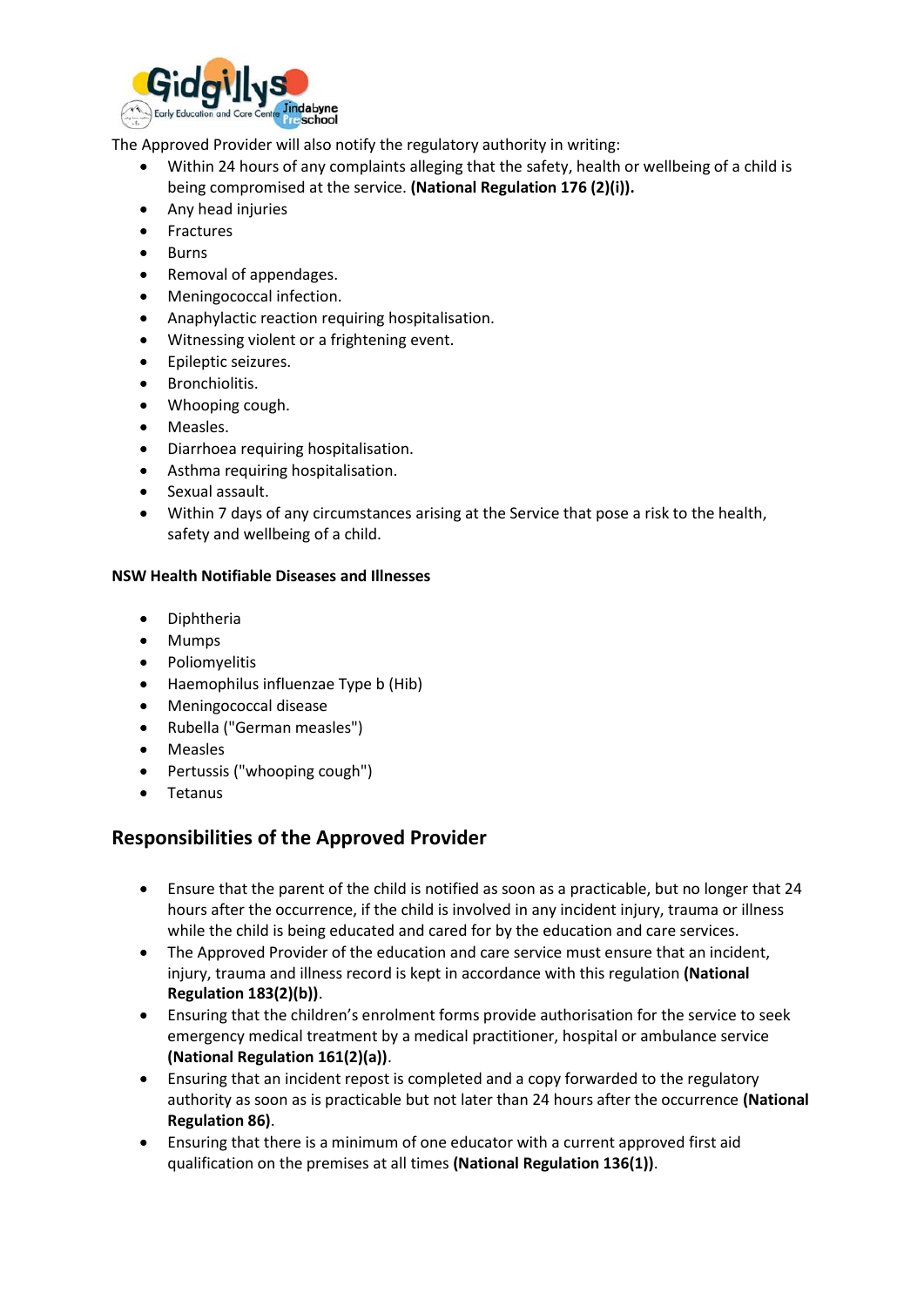The Approved Provider will also notify the regulatory authority in writing:

- Within 24 hours of any complaints alleging that the safety, health or wellbeing of a child is being compromised at the service. **(National Regulation 176 (2)(i)).**
- Any head injuries
- Fractures
- Burns
- Removal of appendages.
- Meningococcal infection.
- Anaphylactic reaction requiring hospitalisation.
- Witnessing violent or a frightening event.
- Epileptic seizures.
- Bronchiolitis.
- Whooping cough.
- Measles.
- Diarrhoea requiring hospitalisation.
- Asthma requiring hospitalisation.
- Sexual assault.
- Within 7 days of any circumstances arising at the Service that pose a risk to the health, safety and wellbeing of a child.

**NSW Health Notifiable Diseases and Illnesses**

- Diphtheria
- Mumps
- Poliomyelitis
- Haemophilus influenzae Type b (Hib)
- Meningococcal disease
- Rubella ("German measles")
- Measles
- Pertussis ("whooping cough")
- Tetanus

## Responsibilities of the Approved Provider

- Ensure that the parent of the child is notified as soon as a practicable, but no longer that 24 hours after the occurrence, if the child is involved in any incident injury, trauma or illness while the child is being educated and cared for by the education and care services.
- The Approved Provider of the education and care service must ensure that an incident, injury, trauma and illness record is kept in accordance with this regulation **(National Regulation 183(2)(b))**.
- Ensuring that the children's enrolment forms provide authorisation for the service to seek emergency medical treatment by a medical practitioner, hospital or ambulance service **(National Regulation 161(2)(a))**.
- Ensuring that an incident repost is completed and a copy forwarded to the regulatory authority as soon as is practicable but not later than 24 hours after the occurrence **(National Regulation 86)**.
- Ensuring that there is a minimum of one educator with a current approved first aid qualification on the premises at all times **(National Regulation 136(1))**.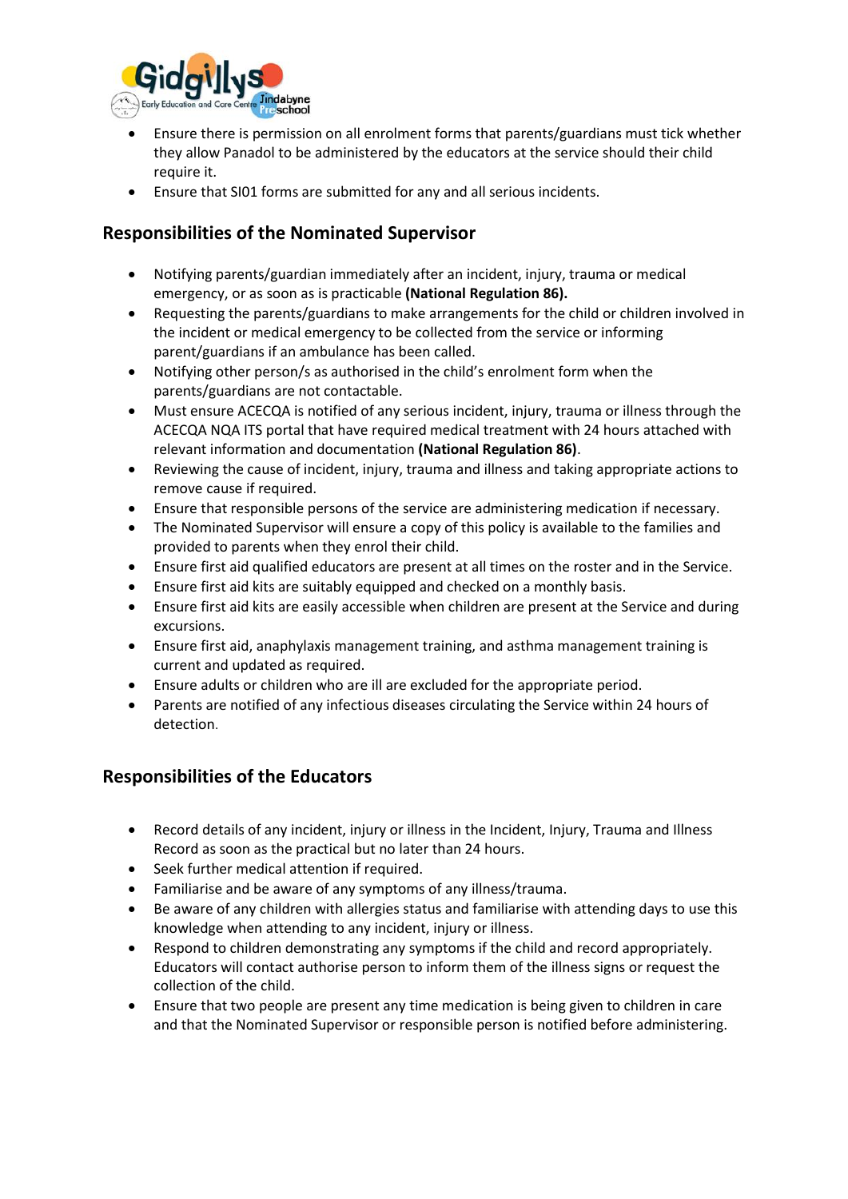- Ensure there is permission on all enrolment forms that parents/guardians must tick whether they allow Panadol to be administered by the educators at the service should their child require it.
- Ensure that SI01 forms are submitted for any and all serious incidents.

## Responsibilities of the Nominated Supervisor

- Notifying parents/guardian immediately after an incident, injury, trauma or medical emergency, or as soon as is practicable **(National Regulation 86).**
- Requesting the parents/guardians to make arrangements for the child or children involved in the incident or medical emergency to be collected from the service or informing parent/guardians if an ambulance has been called.
- Notifying other person/s as authorised in the child's enrolment form when the parents/guardians are not contactable.
- Must ensure ACECQA is notified of any serious incident, injury, trauma or illness through the ACECQA NQA ITS portal that have required medical treatment with 24 hours attached with relevant information and documentation **(National Regulation 86)**.
- Reviewing the cause of incident, injury, trauma and illness and taking appropriate actions to remove cause if required.
- Ensure that responsible persons of the service are administering medication if necessary.
- The Nominated Supervisor will ensure a copy of this policy is available to the families and provided to parents when they enrol their child.
- Ensure first aid qualified educators are present at all times on the roster and in the Service.
- Ensure first aid kits are suitably equipped and checked on a monthly basis.
- Ensure first aid kits are easily accessible when children are present at the Service and during excursions.
- Ensure first aid, anaphylaxis management training, and asthma management training is current and updated as required.
- Ensure adults or children who are ill are excluded for the appropriate period.
- Parents are notified of any infectious diseases circulating the Service within 24 hours of detection.

## Responsibilities of the Educators

- Record details of any incident, injury or illness in the Incident, Injury, Trauma and Illness Record as soon as the practical but no later than 24 hours.
- Seek further medical attention if required.
- Familiarise and be aware of any symptoms of any illness/trauma.
- Be aware of any children with allergies status and familiarise with attending days to use this knowledge when attending to any incident, injury or illness.
- Respond to children demonstrating any symptoms if the child and record appropriately. Educators will contact authorise person to inform them of the illness signs or request the collection of the child.
- Ensure that two people are present any time medication is being given to children in care and that the Nominated Supervisor or responsible person is notified before administering.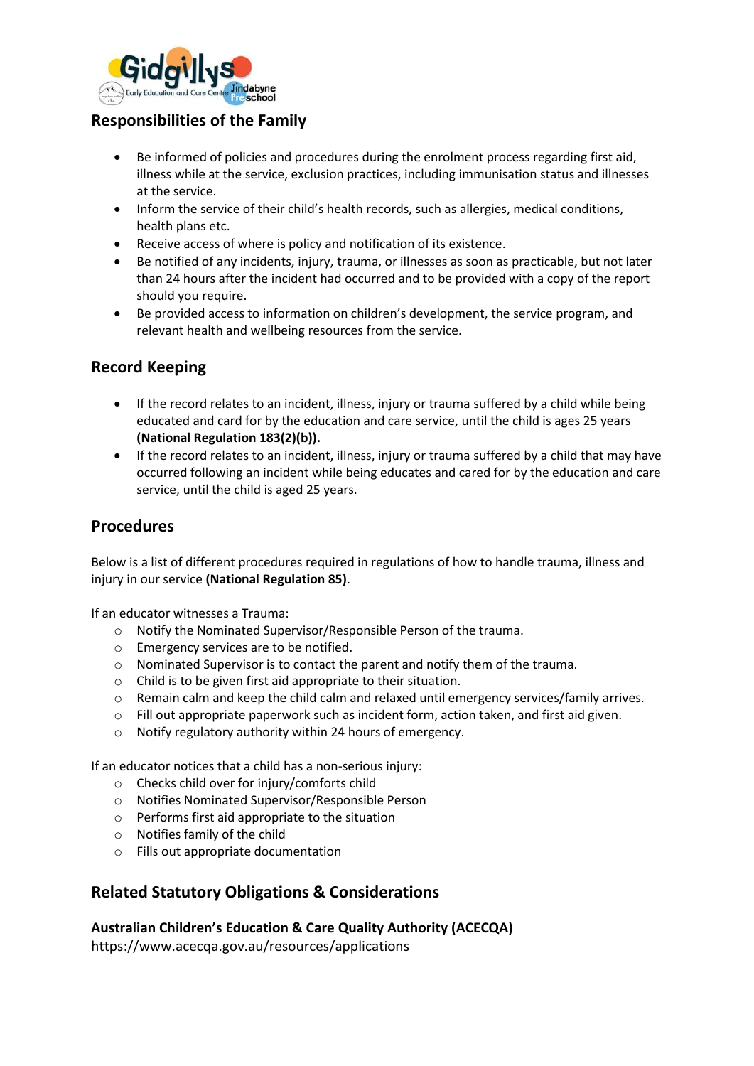## Responsibilities of the Family

- Be informed of policies and procedures during the enrolment process regarding first aid, illness while at the service, exclusion practices, including immunisation status and illnesses at the service.
- Inform the service of their child's health records, such as allergies, medical conditions, health plans etc.
- Receive access of where is policy and notification of its existence.
- Be notified of any incidents, injury, trauma, or illnesses as soon as practicable, but not later than 24 hours after the incident had occurred and to be provided with a copy of the report should you require.
- Be provided access to information on children's development, the service program, and relevant health and wellbeing resources from the service.

## Record Keeping

- If the record relates to an incident, illness, injury or trauma suffered by a child while being educated and card for by the education and care service, until the child is ages 25 years **(National Regulation 183(2)(b)).**
- If the record relates to an incident, illness, injury or trauma suffered by a child that may have occurred following an incident while being educates and cared for by the education and care service, until the child is aged 25 years.

## Procedures

Below is a list of different procedures required in regulations of how to handle trauma, illness and injury in our service **(National Regulation 85)**.

If an educator witnesses a Trauma:

- Notify the Nominated Supervisor/Responsible Person of the trauma.
- Emergency services are to be notified.
- Nominated Supervisor is to contact the parent and notify them of the trauma.
- Child is to be given first aid appropriate to their situation.
- Remain calm and keep the child calm and relaxed until emergency services/family arrives.
- Fill out appropriate paperwork such as incident form, action taken, and first aid given.
- Notify regulatory authority within 24 hours of emergency.

If an educator notices that a child has a non-serious injury:

- Checks child over for injury/comforts child
- Notifies Nominated Supervisor/Responsible Person
- Performs first aid appropriate to the situation
- Notifies family of the child
- Fills out appropriate documentation

## Related Statutory Obligations & Considerations

**Australian Children's Education & Care Quality Authority (ACECQA)**
https://www.acecqa.gov.au/resources/applications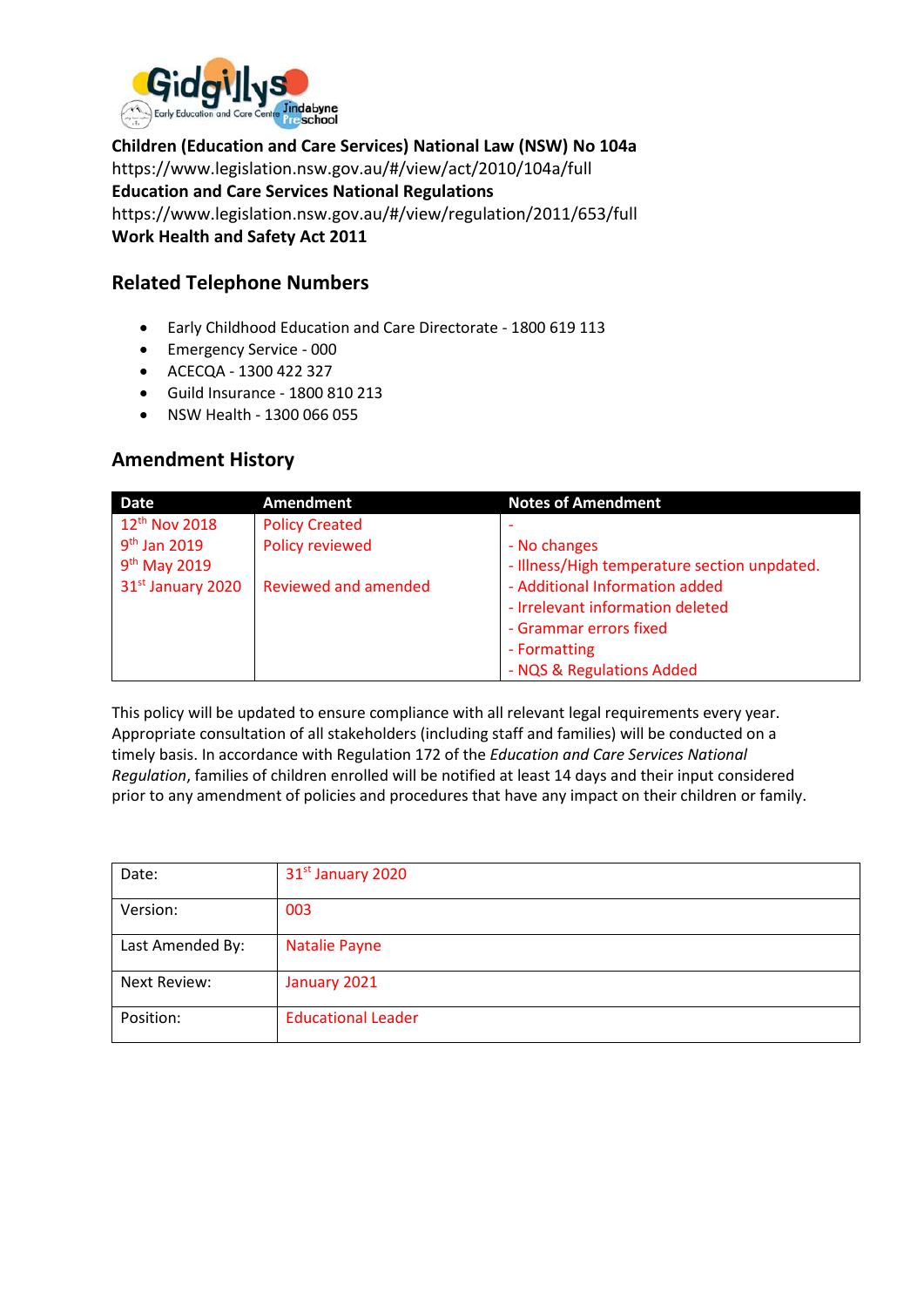**Children (Education and Care Services) National Law (NSW) No 104a**
https://www.legislation.nsw.gov.au/#/view/act/2010/104a/full
**Education and Care Services National Regulations**
https://www.legislation.nsw.gov.au/#/view/regulation/2011/653/full
**Work Health and Safety Act 2011**

## Related Telephone Numbers

- Early Childhood Education and Care Directorate - 1800 619 113
- Emergency Service - 000
- ACECQA - 1300 422 327
- Guild Insurance - 1800 810 213
- NSW Health - 1300 066 055

## Amendment History

| Date | Amendment | Notes of Amendment |
|---|---|---|
| 12th Nov 2018 | Policy Created | - |
| 9th Jan 2019 | Policy reviewed | - No changes |
| 9th May 2019 | | - Illness/High temperature section unpdated. |
| 31st January 2020 | Reviewed and amended | - Additional Information added<br>- Irrelevant information deleted<br>- Grammar errors fixed<br>- Formatting<br>- NQS & Regulations Added |

This policy will be updated to ensure compliance with all relevant legal requirements every year. Appropriate consultation of all stakeholders (including staff and families) will be conducted on a timely basis. In accordance with Regulation 172 of the *Education and Care Services National Regulation*, families of children enrolled will be notified at least 14 days and their input considered prior to any amendment of policies and procedures that have any impact on their children or family.

| | |
|---|---|
| Date: | 31st January 2020 |
| Version: | 003 |
| Last Amended By: | Natalie Payne |
| Next Review: | January 2021 |
| Position: | Educational Leader |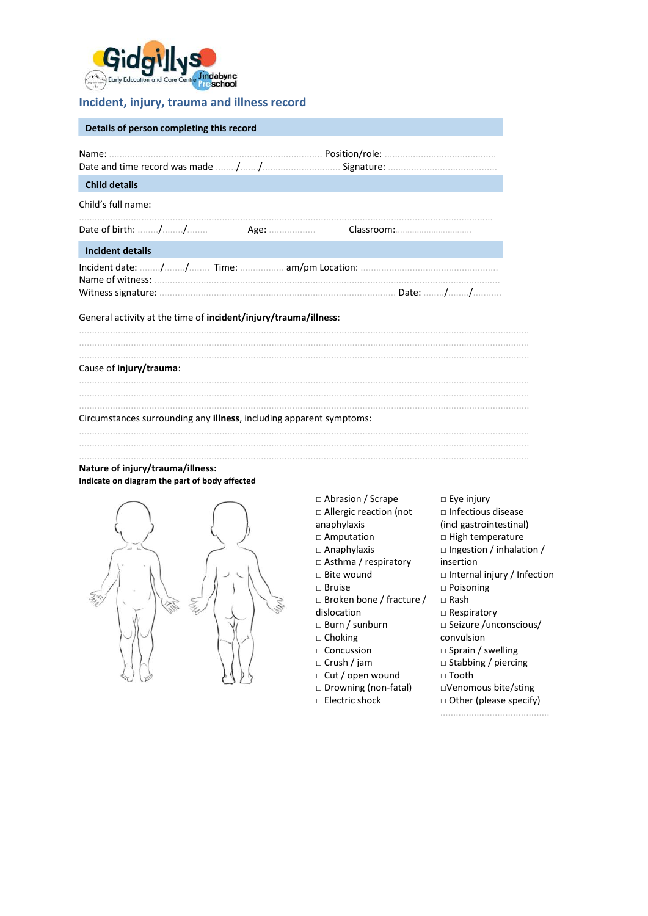## Incident, injury, trauma and illness record

### Details of person completing this record

Name: ........................................................................................ Position/role: ............................................

Date and time record was made ......../......./............................. Signature: ..........................................

### Child details

Child's full name:

...............................................................................................................................................................

Date of birth: ......../......../........ Age: ................. Classroom:..............................

### Incident details

Incident date: ......../......../........ Time: ................ am/pm Location: ....................................................

Name of witness: ...........................................................................................................................................

Witness signature: .......................................................................................... Date: ......../......../..........

General activity at the time of **incident/injury/trauma/illness**:

...............................................................................................................................................................

...............................................................................................................................................................

...............................................................................................................................................................

Cause of **injury/trauma**:

...............................................................................................................................................................

...............................................................................................................................................................

...............................................................................................................................................................

Circumstances surrounding any **illness**, including apparent symptoms:

...............................................................................................................................................................

...............................................................................................................................................................

...............................................................................................................................................................

**Nature of injury/trauma/illness:**

**Indicate on diagram the part of body affected**

- □ Abrasion / Scrape
- □ Allergic reaction (not anaphylaxis
- □ Amputation
- □ Anaphylaxis
- □ Asthma / respiratory
- □ Bite wound
- □ Bruise
- □ Broken bone / fracture / dislocation
- □ Burn / sunburn
- □ Choking
- □ Concussion
- □ Crush / jam
- □ Cut / open wound
- □ Drowning (non-fatal)
- □ Electric shock
- □ Eye injury
- □ Infectious disease (incl gastrointestinal)
- □ High temperature
- □ Ingestion / inhalation / insertion
- □ Internal injury / Infection
- □ Poisoning
- □ Rash
- □ Respiratory
- □ Seizure /unconscious/ convulsion
- □ Sprain / swelling
- □ Stabbing / piercing
- □ Tooth
- □Venomous bite/sting
- □ Other (please specify) ..........................................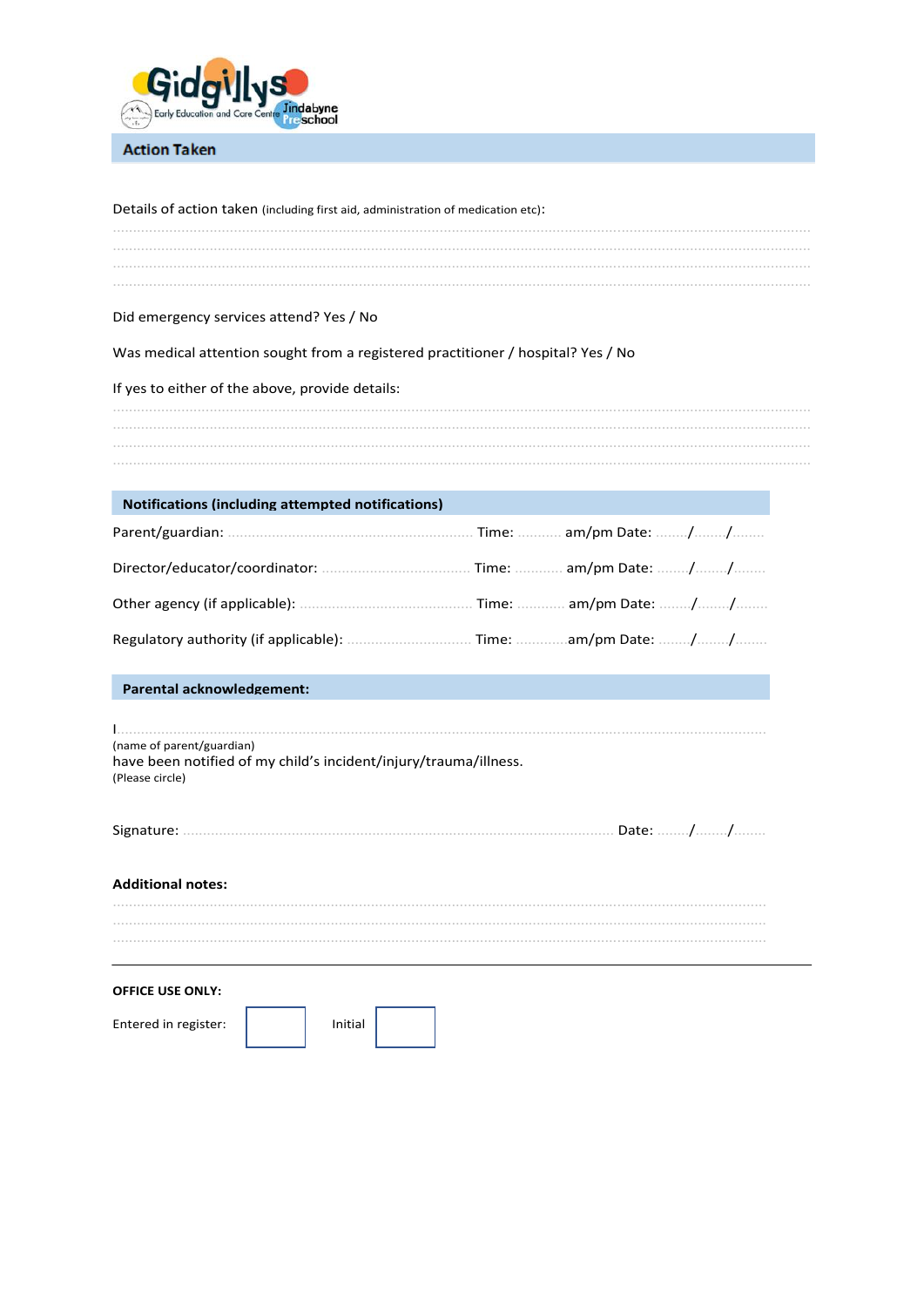## Action Taken

Details of action taken (including first aid, administration of medication etc):

..............................................................................................................................................................................................

..............................................................................................................................................................................................

..............................................................................................................................................................................................

..............................................................................................................................................................................................

Did emergency services attend? Yes / No

Was medical attention sought from a registered practitioner / hospital? Yes / No

If yes to either of the above, provide details:

..............................................................................................................................................................................................

..............................................................................................................................................................................................

..............................................................................................................................................................................................

..............................................................................................................................................................................................

## Notifications (including attempted notifications)

Parent/guardian: ........................................................ Time: ........... am/pm Date: ......../......../........

Director/educator/coordinator: .................................... Time: ........... am/pm Date: ......../......../........

Other agency (if applicable): ........................................... Time: ........... am/pm Date: ......../......../........

Regulatory authority (if applicable): .............................. Time: ...........am/pm Date: ......../......../........

## Parental acknowledgement:

I..............................................................................................................................................................................
(name of parent/guardian)
have been notified of my child's incident/injury/trauma/illness.
(Please circle)

Signature: ........................................................................................................ Date: ......../......../........

**Additional notes:**

..............................................................................................................................................................................................

..............................................................................................................................................................................................

..............................................................................................................................................................................................

---

**OFFICE USE ONLY:**

Entered in register: [ ] Initial [ ]